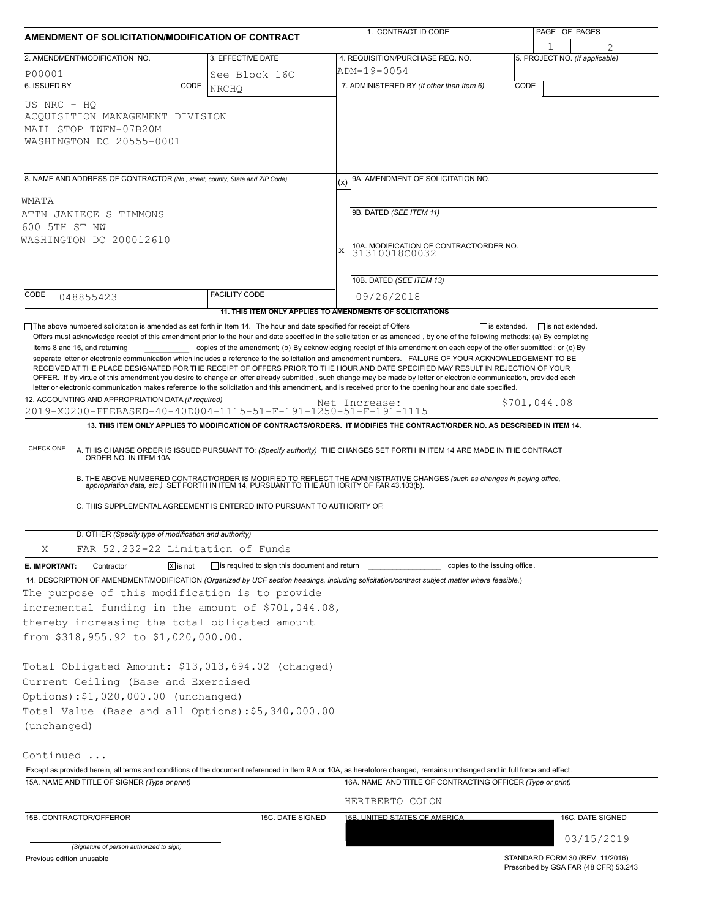# AMENDMENT OF SOLICITATION/MODIFICATION OF CONTRACT

| 1. CONTRACT ID CODE | PAGE OF PAGES |
|---|---|
| | 1 2 |

| 2. AMENDMENT/MODIFICATION NO. | 3. EFFECTIVE DATE | 4. REQUISITION/PURCHASE REQ. NO. | 5. PROJECT NO. (If applicable) |
|---|---|---|---|
| P00001 | See Block 16C | ADM-19-0054 | |

| 6. ISSUED BY CODE NRCHQ | 7. ADMINISTERED BY (If other than Item 6) CODE |
|---|---|
| US NRC - HQ<br>ACQUISITION MANAGEMENT DIVISION<br>MAIL STOP TWFN-07B20M<br>WASHINGTON DC 20555-0001 | |

**8. NAME AND ADDRESS OF CONTRACTOR** (No., street, county, State and ZIP Code)

WMATA
ATTN JANIECE S TIMMONS
600 5TH ST NW
WASHINGTON DC 200012610

CODE 048855423 FACILITY CODE

(x) 9A. AMENDMENT OF SOLICITATION NO.

9B. DATED (SEE ITEM 11)

X 10A. MODIFICATION OF CONTRACT/ORDER NO. 31310018C0032

10B. DATED (SEE ITEM 13) 09/26/2018

**11. THIS ITEM ONLY APPLIES TO AMENDMENTS OF SOLICITATIONS**

☐ The above numbered solicitation is amended as set forth in Item 14. The hour and date specified for receipt of Offers ☐ is extended, ☐ is not extended.

Offers must acknowledge receipt of this amendment prior to the hour and date specified in the solicitation or as amended, by one of the following methods: (a) By completing Items 8 and 15, and returning ______ copies of the amendment; (b) By acknowledging receipt of this amendment on each copy of the offer submitted ; or (c) By separate letter or electronic communication which includes a reference to the solicitation and amendment numbers. FAILURE OF YOUR ACKNOWLEDGEMENT TO BE RECEIVED AT THE PLACE DESIGNATED FOR THE RECEIPT OF OFFERS PRIOR TO THE HOUR AND DATE SPECIFIED MAY RESULT IN REJECTION OF YOUR OFFER. If by virtue of this amendment you desire to change an offer already submitted, such change may be made by letter or electronic communication, provided each letter or electronic communication makes reference to the solicitation and this amendment, and is received prior to the opening hour and date specified.

**12. ACCOUNTING AND APPROPRIATION DATA** (If required)

2019-X0200-FEEBASED-40-40D004-1115-51-F-191-1250-51-F-191-1115 Net Increase: $701,044.08

**13. THIS ITEM ONLY APPLIES TO MODIFICATION OF CONTRACTS/ORDERS. IT MODIFIES THE CONTRACT/ORDER NO. AS DESCRIBED IN ITEM 14.**

| CHECK ONE | |
|---|---|
| | A. THIS CHANGE ORDER IS ISSUED PURSUANT TO: (Specify authority) THE CHANGES SET FORTH IN ITEM 14 ARE MADE IN THE CONTRACT ORDER NO. IN ITEM 10A. |
| | B. THE ABOVE NUMBERED CONTRACT/ORDER IS MODIFIED TO REFLECT THE ADMINISTRATIVE CHANGES (such as changes in paying office, appropriation data, etc.) SET FORTH IN ITEM 14, PURSUANT TO THE AUTHORITY OF FAR 43.103(b). |
| | C. THIS SUPPLEMENTAL AGREEMENT IS ENTERED INTO PURSUANT TO AUTHORITY OF: |
| X | D. OTHER (Specify type of modification and authority)<br>FAR 52.232-22 Limitation of Funds |

**E. IMPORTANT:** Contractor ☒ is not ☐ is required to sign this document and return ______ copies to the issuing office.

**14. DESCRIPTION OF AMENDMENT/MODIFICATION** (Organized by UCF section headings, including solicitation/contract subject matter where feasible.)

The purpose of this modification is to provide incremental funding in the amount of $701,044.08, thereby increasing the total obligated amount from $318,955.92 to $1,020,000.00.

Total Obligated Amount: $13,013,694.02 (changed)
Current Ceiling (Base and Exercised Options):$1,020,000.00 (unchanged)
Total Value (Base and all Options):$5,340,000.00 (unchanged)

Continued ...

Except as provided herein, all terms and conditions of the document referenced in Item 9 A or 10A, as heretofore changed, remains unchanged and in full force and effect.

| 15A. NAME AND TITLE OF SIGNER (Type or print) | | 16A. NAME AND TITLE OF CONTRACTING OFFICER (Type or print) | |
|---|---|---|---|
| | | HERIBERTO COLON | |
| 15B. CONTRACTOR/OFFEROR | 15C. DATE SIGNED | 16B. UNITED STATES OF AMERICA | 16C. DATE SIGNED |
| (Signature of person authorized to sign) | | | 03/15/2019 |

Previous edition unusable

STANDARD FORM 30 (REV. 11/2016)
Prescribed by GSA FAR (48 CFR) 53.243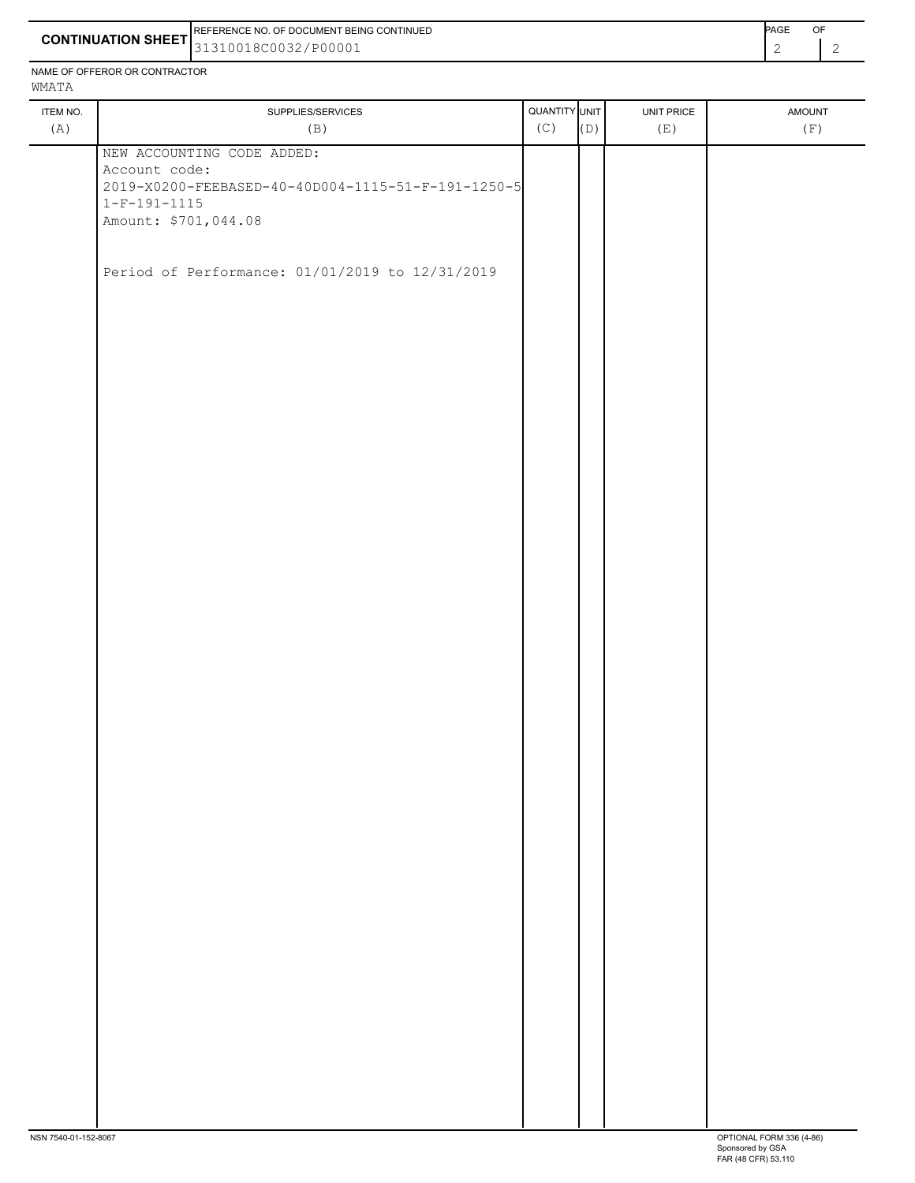**CONTINUATION SHEET**

REFERENCE NO. OF DOCUMENT BEING CONTINUED
31310018C0032/P00001

NAME OF OFFEROR OR CONTRACTOR
WMATA

| ITEM NO. (A) | SUPPLIES/SERVICES (B) | QUANTITY (C) | UNIT (D) | UNIT PRICE (E) | AMOUNT (F) |
|---|---|---|---|---|---|
| | NEW ACCOUNTING CODE ADDED:<br>Account code:<br>2019-X0200-FEEBASED-40-40D004-1115-51-F-191-1250-51-F-191-1115<br>Amount: $701,044.08<br><br>Period of Performance: 01/01/2019 to 12/31/2019 | | | | |

NSN 7540-01-152-8067

OPTIONAL FORM 336 (4-86)
Sponsored by GSA
FAR (48 CFR) 53.110